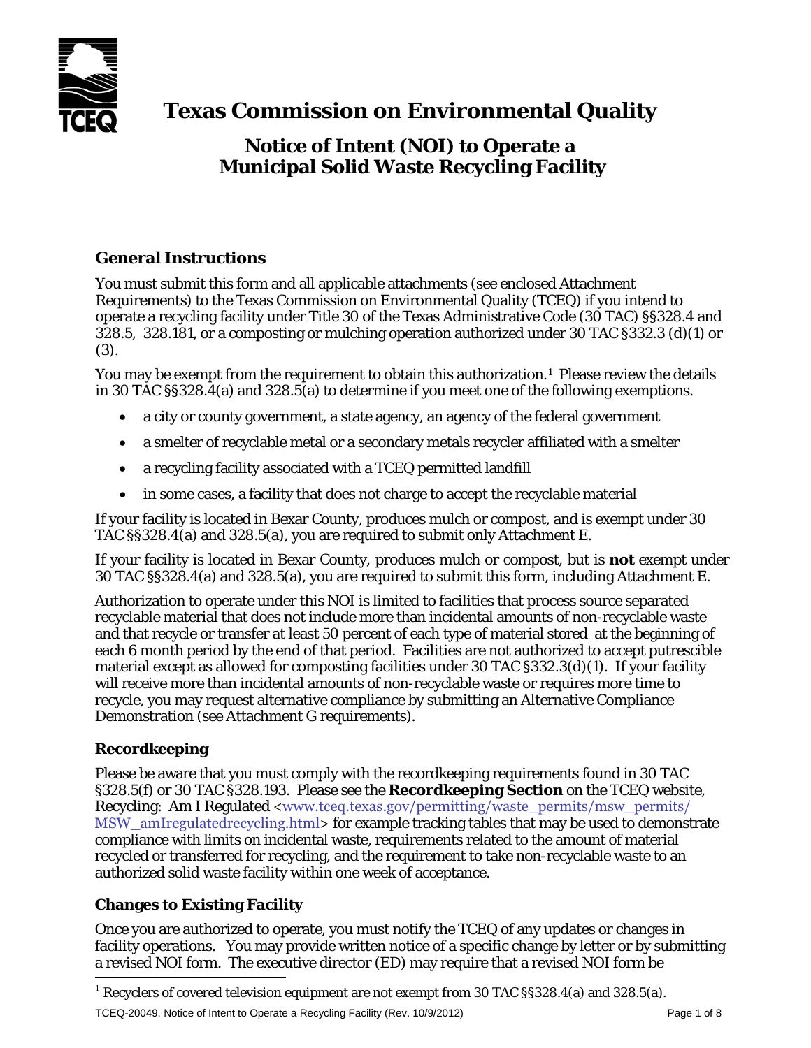# Texas Commission on Environmental Quality

## Notice of Intent (NOI) to Operate a Municipal Solid Waste Recycling Facility

### General Instructions

You must submit this form and all applicable attachments (see enclosed Attachment Requirements) to the Texas Commission on Environmental Quality (TCEQ) if you intend to operate a recycling facility under Title 30 of the Texas Administrative Code (30 TAC) §§328.4 and 328.5, 328.181, or a composting or mulching operation authorized under 30 TAC §332.3 (d)(1) or (3).

You may be exempt from the requirement to obtain this authorization.[1] Please review the details in 30 TAC §§328.4(a) and 328.5(a) to determine if you meet one of the following exemptions.

- a city or county government, a state agency, an agency of the federal government
- a smelter of recyclable metal or a secondary metals recycler affiliated with a smelter
- a recycling facility associated with a TCEQ permitted landfill
- in some cases, a facility that does not charge to accept the recyclable material

If your facility is located in Bexar County, produces mulch or compost, and is exempt under 30 TAC §§328.4(a) and 328.5(a), you are required to submit only Attachment E.

If your facility is located in Bexar County, produces mulch or compost, but is **not** exempt under 30 TAC §§328.4(a) and 328.5(a), you are required to submit this form, including Attachment E.

Authorization to operate under this NOI is limited to facilities that process source separated recyclable material that does not include more than incidental amounts of non-recyclable waste and that recycle or transfer at least 50 percent of each type of material stored at the beginning of each 6 month period by the end of that period. Facilities are not authorized to accept putrescible material except as allowed for composting facilities under 30 TAC §332.3(d)(1). If your facility will receive more than incidental amounts of non-recyclable waste or requires more time to recycle, you may request alternative compliance by submitting an Alternative Compliance Demonstration (see Attachment G requirements).

#### Recordkeeping

Please be aware that you must comply with the recordkeeping requirements found in 30 TAC §328.5(f) or 30 TAC §328.193. Please see the **Recordkeeping Section** on the TCEQ website, Recycling: Am I Regulated <www.tceq.texas.gov/permitting/waste_permits/msw_permits/MSW_amIregulatedrecycling.html> for example tracking tables that may be used to demonstrate compliance with limits on incidental waste, requirements related to the amount of material recycled or transferred for recycling, and the requirement to take non-recyclable waste to an authorized solid waste facility within one week of acceptance.

#### Changes to Existing Facility

Once you are authorized to operate, you must notify the TCEQ of any updates or changes in facility operations. You may provide written notice of a specific change by letter or by submitting a revised NOI form. The executive director (ED) may require that a revised NOI form be

[1] Recyclers of covered television equipment are not exempt from 30 TAC §§328.4(a) and 328.5(a).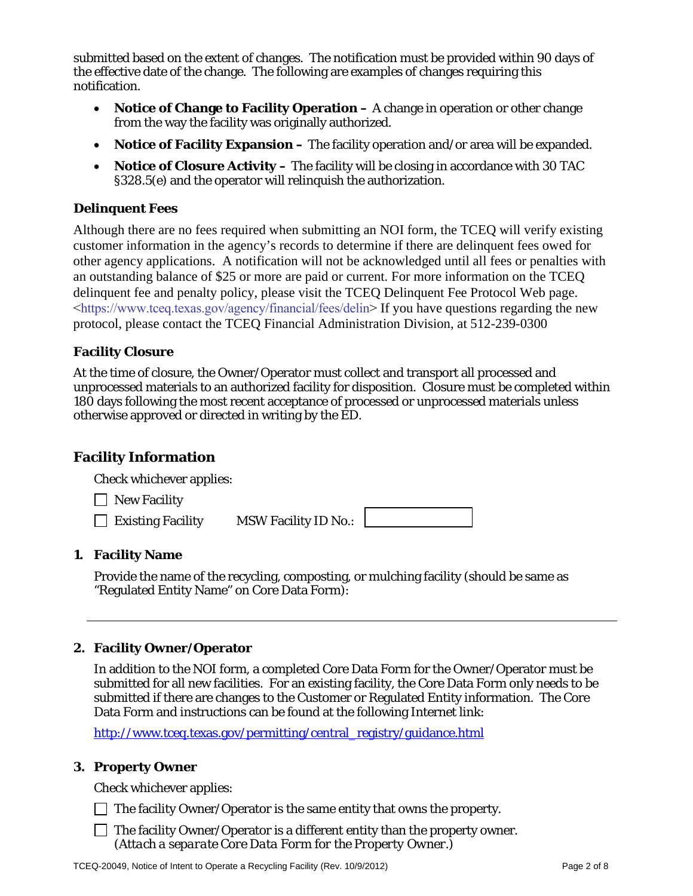submitted based on the extent of changes. The notification must be provided within 90 days of the effective date of the change. The following are examples of changes requiring this notification.

- **Notice of Change to Facility Operation –** A change in operation or other change from the way the facility was originally authorized.
- **Notice of Facility Expansion –** The facility operation and/or area will be expanded.
- **Notice of Closure Activity –** The facility will be closing in accordance with 30 TAC §328.5(e) and the operator will relinquish the authorization.

### Delinquent Fees

Although there are no fees required when submitting an NOI form, the TCEQ will verify existing customer information in the agency's records to determine if there are delinquent fees owed for other agency applications. A notification will not be acknowledged until all fees or penalties with an outstanding balance of $25 or more are paid or current. For more information on the TCEQ delinquent fee and penalty policy, please visit the TCEQ Delinquent Fee Protocol Web page. <https://www.tceq.texas.gov/agency/financial/fees/delin> If you have questions regarding the new protocol, please contact the TCEQ Financial Administration Division, at 512-239-0300

### Facility Closure

At the time of closure, the Owner/Operator must collect and transport all processed and unprocessed materials to an authorized facility for disposition. Closure must be completed within 180 days following the most recent acceptance of processed or unprocessed materials unless otherwise approved or directed in writing by the ED.

## Facility Information

Check whichever applies:

☐ New Facility

☐ Existing Facility MSW Facility ID No.: ________

### 1. Facility Name

Provide the name of the recycling, composting, or mulching facility (should be same as "Regulated Entity Name" on Core Data Form):

______________________________________________

### 2. Facility Owner/Operator

In addition to the NOI form, a completed Core Data Form for the Owner/Operator must be submitted for all new facilities. For an existing facility, the Core Data Form only needs to be submitted if there are changes to the Customer or Regulated Entity information. The Core Data Form and instructions can be found at the following Internet link:

http://www.tceq.texas.gov/permitting/central_registry/guidance.html

### 3. Property Owner

Check whichever applies:

☐ The facility Owner/Operator is the same entity that owns the property.

☐ The facility Owner/Operator is a different entity than the property owner. (*Attach a separate Core Data Form for the Property Owner.*)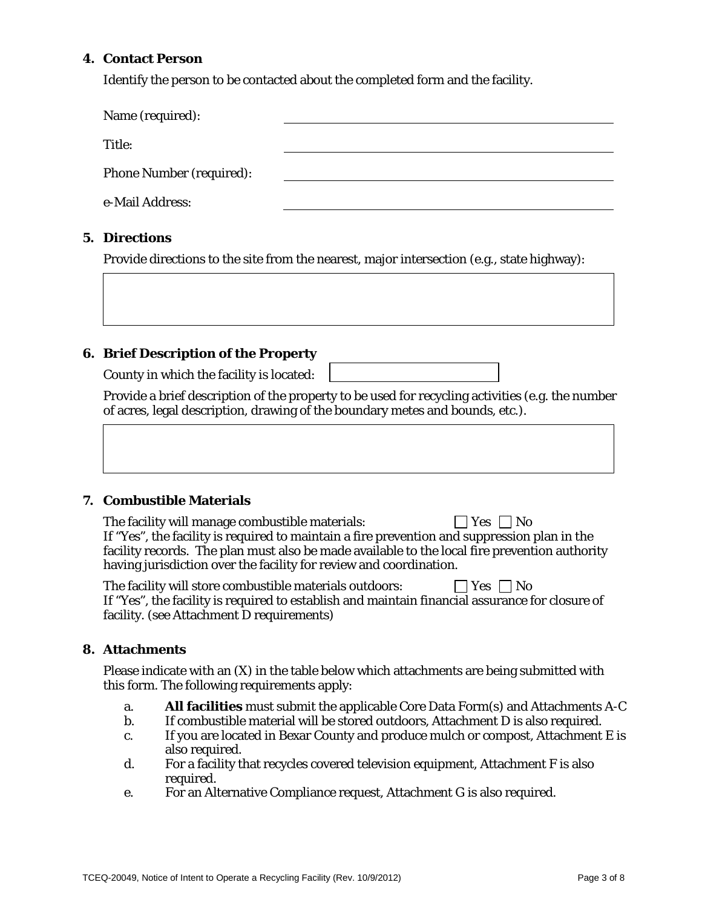## 4. Contact Person

Identify the person to be contacted about the completed form and the facility.

Name (required): \_\_\_\_\_\_\_\_\_\_\_\_\_\_\_\_\_\_\_\_

Title: \_\_\_\_\_\_\_\_\_\_\_\_\_\_\_\_\_\_\_\_

Phone Number (required): \_\_\_\_\_\_\_\_\_\_\_\_\_\_\_\_\_\_\_\_

e-Mail Address: \_\_\_\_\_\_\_\_\_\_\_\_\_\_\_\_\_\_\_\_

## 5. Directions

Provide directions to the site from the nearest, major intersection (e.g., state highway):

## 6. Brief Description of the Property

County in which the facility is located:

Provide a brief description of the property to be used for recycling activities (e.g. the number of acres, legal description, drawing of the boundary metes and bounds, etc.).

## 7. Combustible Materials

The facility will manage combustible materials: ☐ Yes ☐ No

If "Yes", the facility is required to maintain a fire prevention and suppression plan in the facility records. The plan must also be made available to the local fire prevention authority having jurisdiction over the facility for review and coordination.

The facility will store combustible materials outdoors: ☐ Yes ☐ No

If "Yes", the facility is required to establish and maintain financial assurance for closure of facility. (see Attachment D requirements)

## 8. Attachments

Please indicate with an (X) in the table below which attachments are being submitted with this form. The following requirements apply:

a. **All facilities** must submit the applicable Core Data Form(s) and Attachments A-C

b. If combustible material will be stored outdoors, Attachment D is also required.

c. If you are located in Bexar County and produce mulch or compost, Attachment E is also required.

d. For a facility that recycles covered television equipment, Attachment F is also required.

e. For an Alternative Compliance request, Attachment G is also required.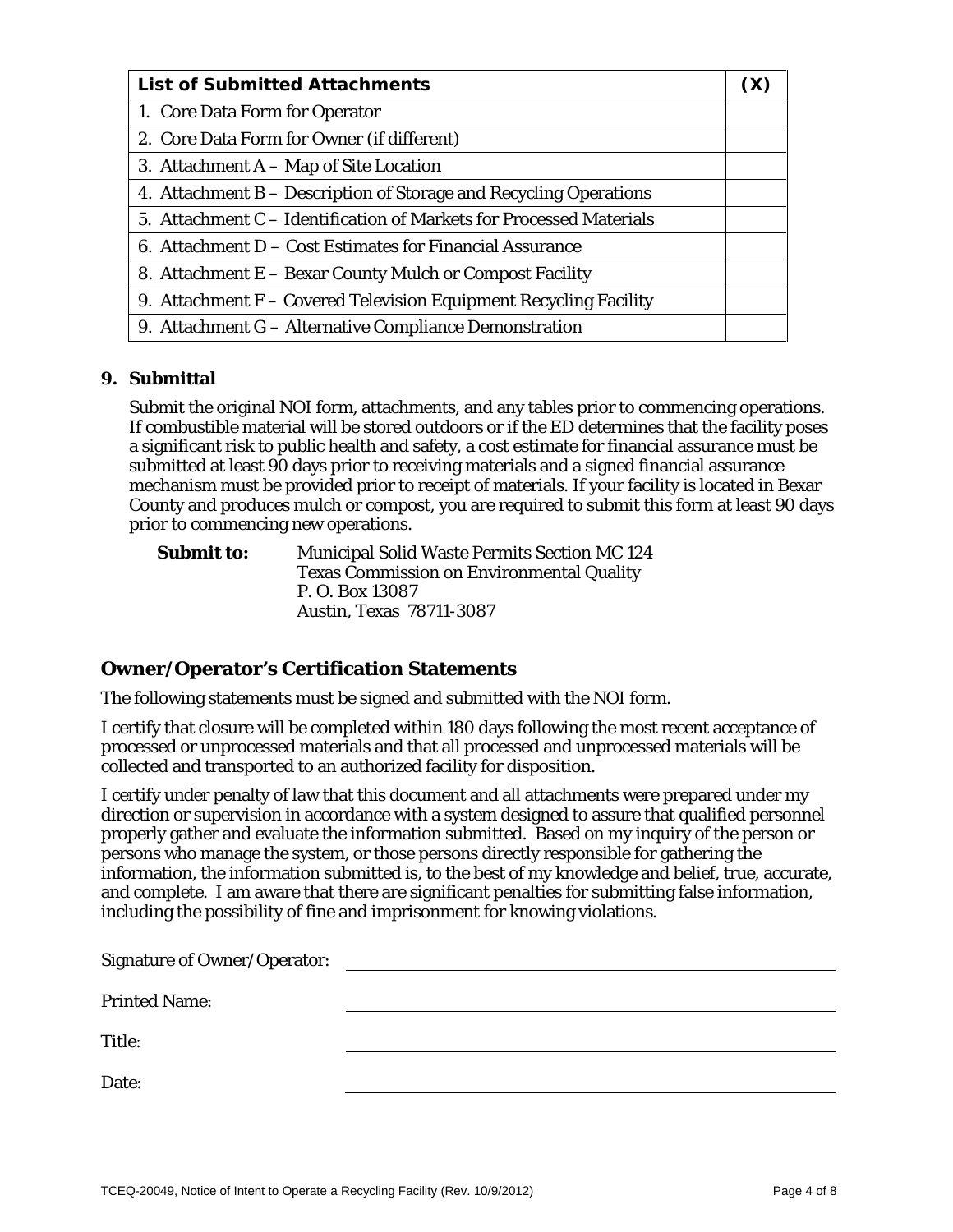| List of Submitted Attachments | (X) |
|---|---|
| 1. Core Data Form for Operator | |
| 2. Core Data Form for Owner (if different) | |
| 3. Attachment A – Map of Site Location | |
| 4. Attachment B – Description of Storage and Recycling Operations | |
| 5. Attachment C – Identification of Markets for Processed Materials | |
| 6. Attachment D – Cost Estimates for Financial Assurance | |
| 8. Attachment E – Bexar County Mulch or Compost Facility | |
| 9. Attachment F – Covered Television Equipment Recycling Facility | |
| 9. Attachment G – Alternative Compliance Demonstration | |

### 9. Submittal

Submit the original NOI form, attachments, and any tables prior to commencing operations. If combustible material will be stored outdoors or if the ED determines that the facility poses a significant risk to public health and safety, a cost estimate for financial assurance must be submitted at least 90 days prior to receiving materials and a signed financial assurance mechanism must be provided prior to receipt of materials. If your facility is located in Bexar County and produces mulch or compost, you are required to submit this form at least 90 days prior to commencing new operations.

**Submit to:** Municipal Solid Waste Permits Section MC 124
Texas Commission on Environmental Quality
P. O. Box 13087
Austin, Texas 78711-3087

## Owner/Operator's Certification Statements

The following statements must be signed and submitted with the NOI form.

I certify that closure will be completed within 180 days following the most recent acceptance of processed or unprocessed materials and that all processed and unprocessed materials will be collected and transported to an authorized facility for disposition.

I certify under penalty of law that this document and all attachments were prepared under my direction or supervision in accordance with a system designed to assure that qualified personnel properly gather and evaluate the information submitted. Based on my inquiry of the person or persons who manage the system, or those persons directly responsible for gathering the information, the information submitted is, to the best of my knowledge and belief, true, accurate, and complete. I am aware that there are significant penalties for submitting false information, including the possibility of fine and imprisonment for knowing violations.

Signature of Owner/Operator: ______________________________

Printed Name: ______________________________

Title: ______________________________

Date: ______________________________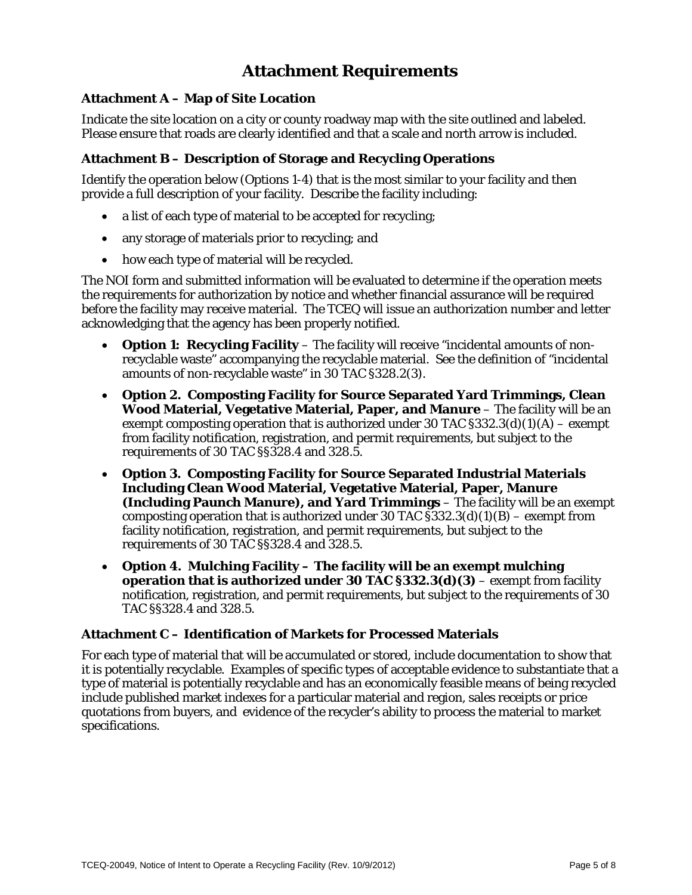# Attachment Requirements

### Attachment A – Map of Site Location

Indicate the site location on a city or county roadway map with the site outlined and labeled. Please ensure that roads are clearly identified and that a scale and north arrow is included.

### Attachment B – Description of Storage and Recycling Operations

Identify the operation below (Options 1-4) that is the most similar to your facility and then provide a full description of your facility. Describe the facility including:

- a list of each type of material to be accepted for recycling;
- any storage of materials prior to recycling; and
- how each type of material will be recycled.

The NOI form and submitted information will be evaluated to determine if the operation meets the requirements for authorization by notice and whether financial assurance will be required before the facility may receive material. The TCEQ will issue an authorization number and letter acknowledging that the agency has been properly notified.

- **Option 1: Recycling Facility** – The facility will receive "incidental amounts of non-recyclable waste" accompanying the recyclable material. See the definition of "incidental amounts of non-recyclable waste" in 30 TAC §328.2(3).
- **Option 2. Composting Facility for Source Separated Yard Trimmings, Clean Wood Material, Vegetative Material, Paper, and Manure** – The facility will be an exempt composting operation that is authorized under 30 TAC §332.3(d)(1)(A) – exempt from facility notification, registration, and permit requirements, but subject to the requirements of 30 TAC §§328.4 and 328.5.
- **Option 3. Composting Facility for Source Separated Industrial Materials Including Clean Wood Material, Vegetative Material, Paper, Manure (Including Paunch Manure), and Yard Trimmings** – The facility will be an exempt composting operation that is authorized under 30 TAC §332.3(d)(1)(B) – exempt from facility notification, registration, and permit requirements, but subject to the requirements of 30 TAC §§328.4 and 328.5.
- **Option 4. Mulching Facility – The facility will be an exempt mulching operation that is authorized under 30 TAC §332.3(d)(3)** – exempt from facility notification, registration, and permit requirements, but subject to the requirements of 30 TAC §§328.4 and 328.5.

### Attachment C – Identification of Markets for Processed Materials

For each type of material that will be accumulated or stored, include documentation to show that it is potentially recyclable. Examples of specific types of acceptable evidence to substantiate that a type of material is potentially recyclable and has an economically feasible means of being recycled include published market indexes for a particular material and region, sales receipts or price quotations from buyers, and evidence of the recycler's ability to process the material to market specifications.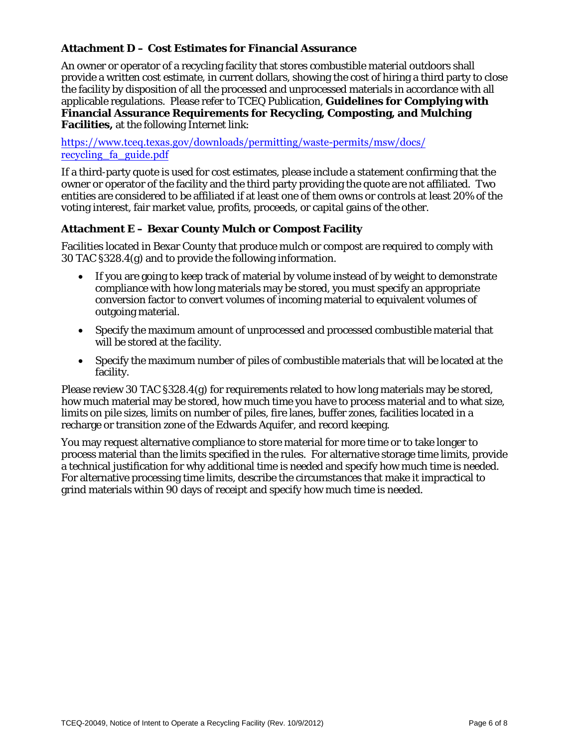### Attachment D – Cost Estimates for Financial Assurance

An owner or operator of a recycling facility that stores combustible material outdoors shall provide a written cost estimate, in current dollars, showing the cost of hiring a third party to close the facility by disposition of all the processed and unprocessed materials in accordance with all applicable regulations. Please refer to TCEQ Publication, **Guidelines for Complying with Financial Assurance Requirements for Recycling, Composting, and Mulching Facilities,** at the following Internet link:

https://www.tceq.texas.gov/downloads/permitting/waste-permits/msw/docs/recycling_fa_guide.pdf

If a third-party quote is used for cost estimates, please include a statement confirming that the owner or operator of the facility and the third party providing the quote are not affiliated. Two entities are considered to be affiliated if at least one of them owns or controls at least 20% of the voting interest, fair market value, profits, proceeds, or capital gains of the other.

### Attachment E – Bexar County Mulch or Compost Facility

Facilities located in Bexar County that produce mulch or compost are required to comply with 30 TAC §328.4(g) and to provide the following information.

- If you are going to keep track of material by volume instead of by weight to demonstrate compliance with how long materials may be stored, you must specify an appropriate conversion factor to convert volumes of incoming material to equivalent volumes of outgoing material.
- Specify the maximum amount of unprocessed and processed combustible material that will be stored at the facility.
- Specify the maximum number of piles of combustible materials that will be located at the facility.

Please review 30 TAC §328.4(g) for requirements related to how long materials may be stored, how much material may be stored, how much time you have to process material and to what size, limits on pile sizes, limits on number of piles, fire lanes, buffer zones, facilities located in a recharge or transition zone of the Edwards Aquifer, and record keeping.

You may request alternative compliance to store material for more time or to take longer to process material than the limits specified in the rules. For alternative storage time limits, provide a technical justification for why additional time is needed and specify how much time is needed. For alternative processing time limits, describe the circumstances that make it impractical to grind materials within 90 days of receipt and specify how much time is needed.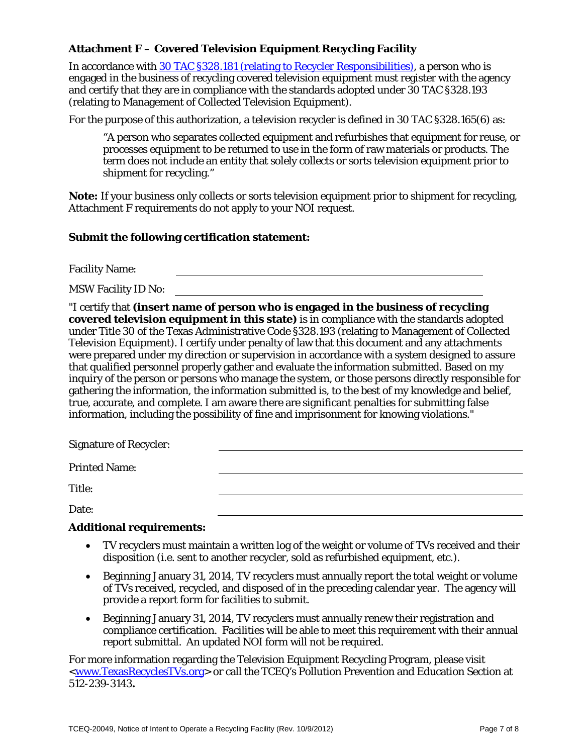### Attachment F – Covered Television Equipment Recycling Facility

In accordance with [30 TAC §328.181 (relating to Recycler Responsibilities)](), a person who is engaged in the business of recycling covered television equipment must register with the agency and certify that they are in compliance with the standards adopted under 30 TAC §328.193 (relating to Management of Collected Television Equipment).

For the purpose of this authorization, a television recycler is defined in 30 TAC §328.165(6) as:

> "A person who separates collected equipment and refurbishes that equipment for reuse, or processes equipment to be returned to use in the form of raw materials or products. The term does not include an entity that solely collects or sorts television equipment prior to shipment for recycling."

**Note:** If your business only collects or sorts television equipment prior to shipment for recycling, Attachment F requirements do not apply to your NOI request.

**Submit the following certification statement:**

Facility Name: ______________________________

MSW Facility ID No: ______________________________

"I certify that **(insert name of person who is engaged in the business of recycling covered television equipment in this state)** is in compliance with the standards adopted under Title 30 of the Texas Administrative Code §328.193 (relating to Management of Collected Television Equipment). I certify under penalty of law that this document and any attachments were prepared under my direction or supervision in accordance with a system designed to assure that qualified personnel properly gather and evaluate the information submitted. Based on my inquiry of the person or persons who manage the system, or those persons directly responsible for gathering the information, the information submitted is, to the best of my knowledge and belief, true, accurate, and complete. I am aware there are significant penalties for submitting false information, including the possibility of fine and imprisonment for knowing violations."

Signature of Recycler: ______________________________

Printed Name: ______________________________

Title: ______________________________

Date: ______________________________

**Additional requirements:**

- TV recyclers must maintain a written log of the weight or volume of TVs received and their disposition (i.e. sent to another recycler, sold as refurbished equipment, etc.).
- Beginning January 31, 2014, TV recyclers must annually report the total weight or volume of TVs received, recycled, and disposed of in the preceding calendar year. The agency will provide a report form for facilities to submit.
- Beginning January 31, 2014, TV recyclers must annually renew their registration and compliance certification. Facilities will be able to meet this requirement with their annual report submittal. An updated NOI form will not be required.

For more information regarding the Television Equipment Recycling Program, please visit <[www.TexasRecyclesTVs.org]()> or call the TCEQ's Pollution Prevention and Education Section at 512-239-3143**.**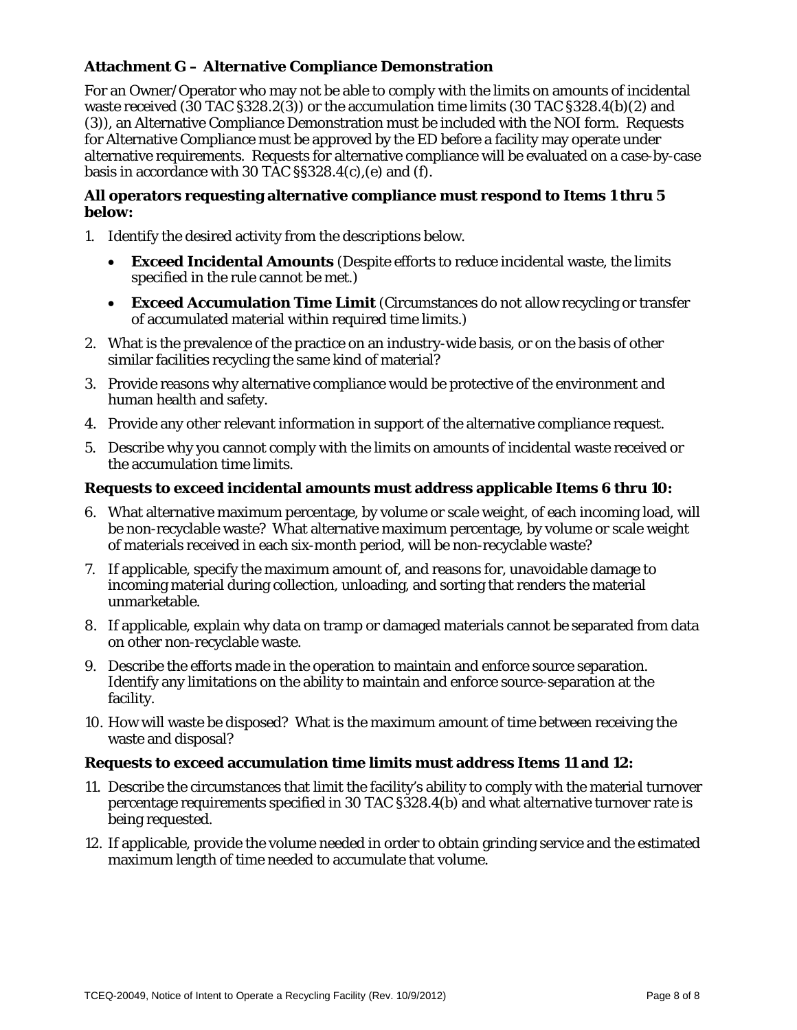## Attachment G – Alternative Compliance Demonstration

For an Owner/Operator who may not be able to comply with the limits on amounts of incidental waste received (30 TAC §328.2(3)) or the accumulation time limits (30 TAC §328.4(b)(2) and (3)), an Alternative Compliance Demonstration must be included with the NOI form. Requests for Alternative Compliance must be approved by the ED before a facility may operate under alternative requirements. Requests for alternative compliance will be evaluated on a case-by-case basis in accordance with 30 TAC §§328.4(c),(e) and (f).

**All operators requesting alternative compliance must respond to Items 1 thru 5 below:**

1. Identify the desired activity from the descriptions below.
   - **Exceed Incidental Amounts** (Despite efforts to reduce incidental waste, the limits specified in the rule cannot be met.)
   - **Exceed Accumulation Time Limit** (Circumstances do not allow recycling or transfer of accumulated material within required time limits.)
2. What is the prevalence of the practice on an industry-wide basis, or on the basis of other similar facilities recycling the same kind of material?
3. Provide reasons why alternative compliance would be protective of the environment and human health and safety.
4. Provide any other relevant information in support of the alternative compliance request.
5. Describe why you cannot comply with the limits on amounts of incidental waste received or the accumulation time limits.

**Requests to exceed incidental amounts must address applicable Items 6 thru 10:**

6. What alternative maximum percentage, by volume or scale weight, of each incoming load, will be non-recyclable waste? What alternative maximum percentage, by volume or scale weight of materials received in each six-month period, will be non-recyclable waste?
7. If applicable, specify the maximum amount of, and reasons for, unavoidable damage to incoming material during collection, unloading, and sorting that renders the material unmarketable.
8. If applicable, explain why data on tramp or damaged materials cannot be separated from data on other non-recyclable waste.
9. Describe the efforts made in the operation to maintain and enforce source separation. Identify any limitations on the ability to maintain and enforce source-separation at the facility.
10. How will waste be disposed? What is the maximum amount of time between receiving the waste and disposal?

**Requests to exceed accumulation time limits must address Items 11 and 12:**

11. Describe the circumstances that limit the facility's ability to comply with the material turnover percentage requirements specified in 30 TAC §328.4(b) and what alternative turnover rate is being requested.
12. If applicable, provide the volume needed in order to obtain grinding service and the estimated maximum length of time needed to accumulate that volume.